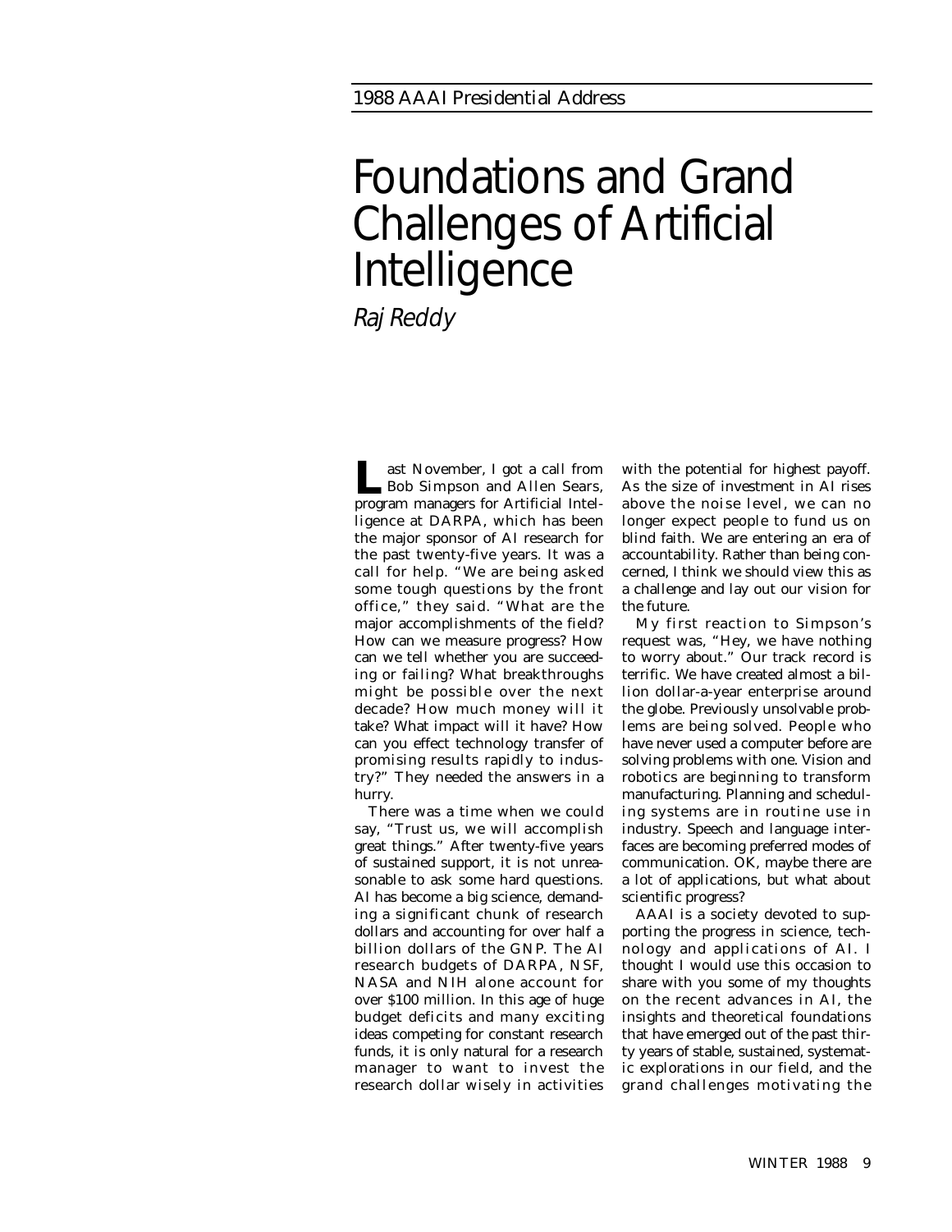1988 AAAI Presidential Address

# Foundations and Grand Challenges of Artificial Intelligence

*Raj Reddy*

Last November, I got a call from Bob Simpson and Allen Sears, program managers for Artificial Intelligence at DARPA, which has been the major sponsor of AI research for the past twenty-five years. It was a call for help. "We are being asked some tough questions by the front office," they said. "What are the major accomplishments of the field? How can we measure progress? How can we tell whether you are succeeding or failing? What breakthroughs might be possible over the next decade? How much money will it take? What impact will it have? How can you effect technology transfer of promising results rapidly to industry?" They needed the answers in a hurry.

There was a time when we could say, "Trust us, we will accomplish great things." After twenty-five years of sustained support, it is not unreasonable to ask some hard questions. AI has become a big science, demanding a significant chunk of research dollars and accounting for over half a billion dollars of the GNP. The AI research budgets of DARPA, NSF, NASA and NIH alone account for over $100 million. In this age of huge budget deficits and many exciting ideas competing for constant research funds, it is only natural for a research manager to want to invest the research dollar wisely in activities with the potential for highest payoff. As the size of investment in AI rises above the noise level, we can no longer expect people to fund us on blind faith. We are entering an era of accountability. Rather than being concerned, I think we should view this as a challenge and lay out our vision for the future.

My first reaction to Simpson's request was, "Hey, we have nothing to worry about." Our track record is terrific. We have created almost a billion dollar-a-year enterprise around the globe. Previously unsolvable problems are being solved. People who have never used a computer before are solving problems with one. Vision and robotics are beginning to transform manufacturing. Planning and scheduling systems are in routine use in industry. Speech and language interfaces are becoming preferred modes of communication. OK, maybe there are a lot of applications, but what about scientific progress?

AAAI is a society devoted to supporting the progress in science, technology and applications of AI. I thought I would use this occasion to share with you some of my thoughts on the recent advances in AI, the insights and theoretical foundations that have emerged out of the past thirty years of stable, sustained, systematic explorations in our field, and the grand challenges motivating the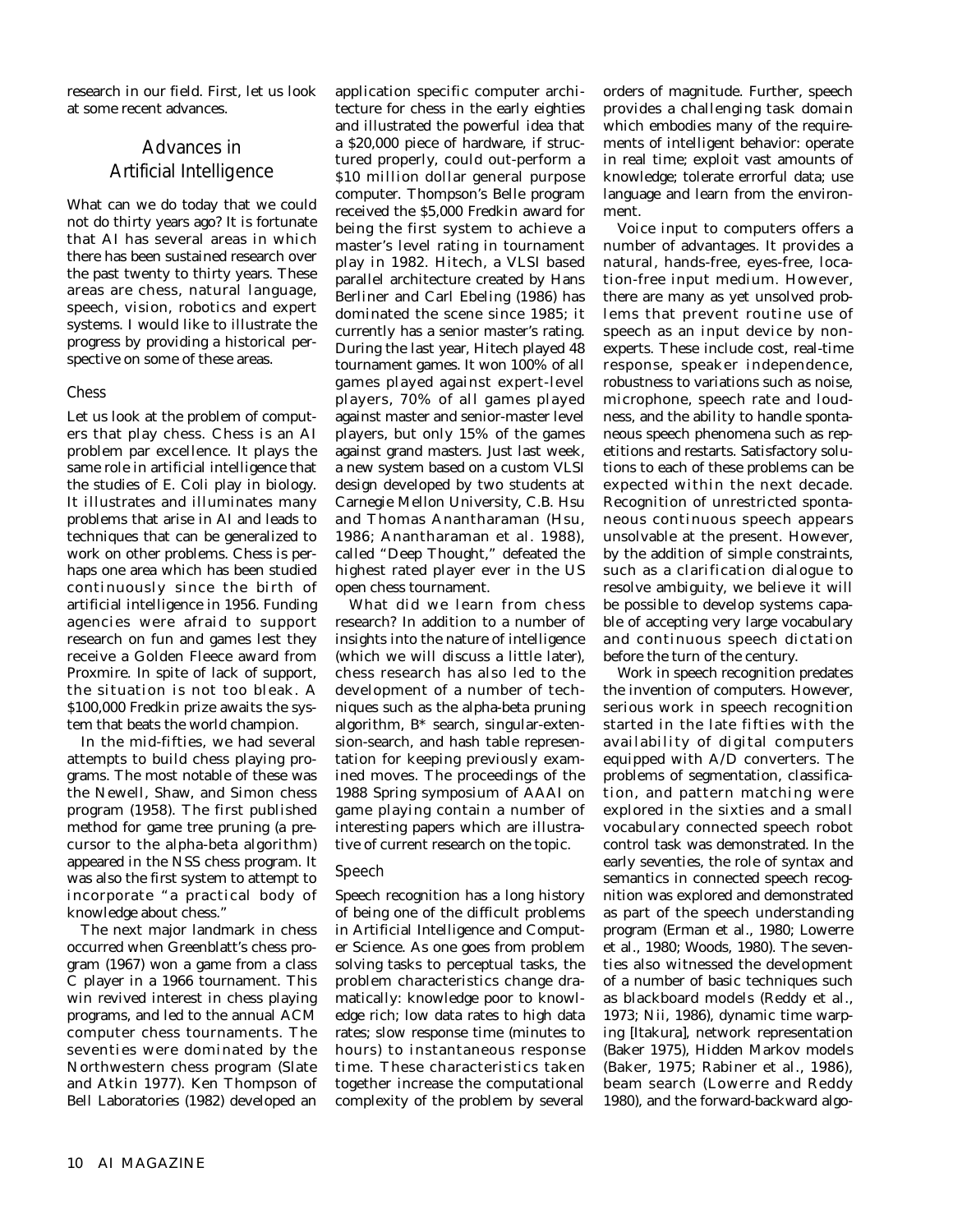research in our field. First, let us look at some recent advances.

## Advances in Artificial Intelligence

What can we do today that we could not do thirty years ago? It is fortunate that AI has several areas in which there has been sustained research over the past twenty to thirty years. These areas are chess, natural language, speech, vision, robotics and expert systems. I would like to illustrate the progress by providing a historical perspective on some of these areas.

### Chess

Let us look at the problem of computers that play chess. Chess is an AI problem par excellence. It plays the same role in artificial intelligence that the studies of E. Coli play in biology. It illustrates and illuminates many problems that arise in AI and leads to techniques that can be generalized to work on other problems. Chess is perhaps one area which has been studied continuously since the birth of artificial intelligence in 1956. Funding agencies were afraid to support research on fun and games lest they receive a Golden Fleece award from Proxmire. In spite of lack of support, the situation is not too bleak. A $100,000 Fredkin prize awaits the system that beats the world champion.

In the mid-fifties, we had several attempts to build chess playing programs. The most notable of these was the Newell, Shaw, and Simon chess program (1958). The first published method for game tree pruning (a precursor to the alpha-beta algorithm) appeared in the NSS chess program. It was also the first system to attempt to incorporate "a practical body of knowledge about chess."

The next major landmark in chess occurred when Greenblatt's chess program (1967) won a game from a class C player in a 1966 tournament. This win revived interest in chess playing programs, and led to the annual ACM computer chess tournaments. The seventies were dominated by the Northwestern chess program (Slate and Atkin 1977). Ken Thompson of Bell Laboratories (1982) developed an application specific computer architecture for chess in the early eighties and illustrated the powerful idea that a $20,000 piece of hardware, if structured properly, could out-perform a $10 million dollar general purpose computer. Thompson's Belle program received the $5,000 Fredkin award for being the first system to achieve a master's level rating in tournament play in 1982. Hitech, a VLSI based parallel architecture created by Hans Berliner and Carl Ebeling (1986) has dominated the scene since 1985; it currently has a senior master's rating. During the last year, Hitech played 48 tournament games. It won 100% of all games played against expert-level players, 70% of all games played against master and senior-master level players, but only 15% of the games against grand masters. Just last week, a new system based on a custom VLSI design developed by two students at Carnegie Mellon University, C.B. Hsu and Thomas Anantharaman (Hsu, 1986; Anantharaman et al. 1988), called "Deep Thought," defeated the highest rated player ever in the US open chess tournament.

What did we learn from chess research? In addition to a number of insights into the nature of intelligence (which we will discuss a little later), chess research has also led to the development of a number of techniques such as the alpha-beta pruning algorithm, B* search, singular-extension-search, and hash table representation for keeping previously examined moves. The proceedings of the 1988 Spring symposium of AAAI on game playing contain a number of interesting papers which are illustrative of current research on the topic.

### Speech

Speech recognition has a long history of being one of the difficult problems in Artificial Intelligence and Computer Science. As one goes from problem solving tasks to perceptual tasks, the problem characteristics change dramatically: knowledge poor to knowledge rich; low data rates to high data rates; slow response time (minutes to hours) to instantaneous response time. These characteristics taken together increase the computational complexity of the problem by several orders of magnitude. Further, speech provides a challenging task domain which embodies many of the requirements of intelligent behavior: operate in real time; exploit vast amounts of knowledge; tolerate errorful data; use language and learn from the environment.

Voice input to computers offers a number of advantages. It provides a natural, hands-free, eyes-free, location-free input medium. However, there are many as yet unsolved problems that prevent routine use of speech as an input device by non-experts. These include cost, real-time response, speaker independence, robustness to variations such as noise, microphone, speech rate and loudness, and the ability to handle spontaneous speech phenomena such as repetitions and restarts. Satisfactory solutions to each of these problems can be expected within the next decade. Recognition of unrestricted spontaneous continuous speech appears unsolvable at the present. However, by the addition of simple constraints, such as a clarification dialogue to resolve ambiguity, we believe it will be possible to develop systems capable of accepting very large vocabulary and continuous speech dictation before the turn of the century.

Work in speech recognition predates the invention of computers. However, serious work in speech recognition started in the late fifties with the availability of digital computers equipped with A/D converters. The problems of segmentation, classification, and pattern matching were explored in the sixties and a small vocabulary connected speech robot control task was demonstrated. In the early seventies, the role of syntax and semantics in connected speech recognition was explored and demonstrated as part of the speech understanding program (Erman et al., 1980; Lowerre et al., 1980; Woods, 1980). The seventies also witnessed the development of a number of basic techniques such as blackboard models (Reddy et al., 1973; Nii, 1986), dynamic time warping [Itakura], network representation (Baker 1975), Hidden Markov models (Baker, 1975; Rabiner et al., 1986), beam search (Lowerre and Reddy 1980), and the forward-backward algo-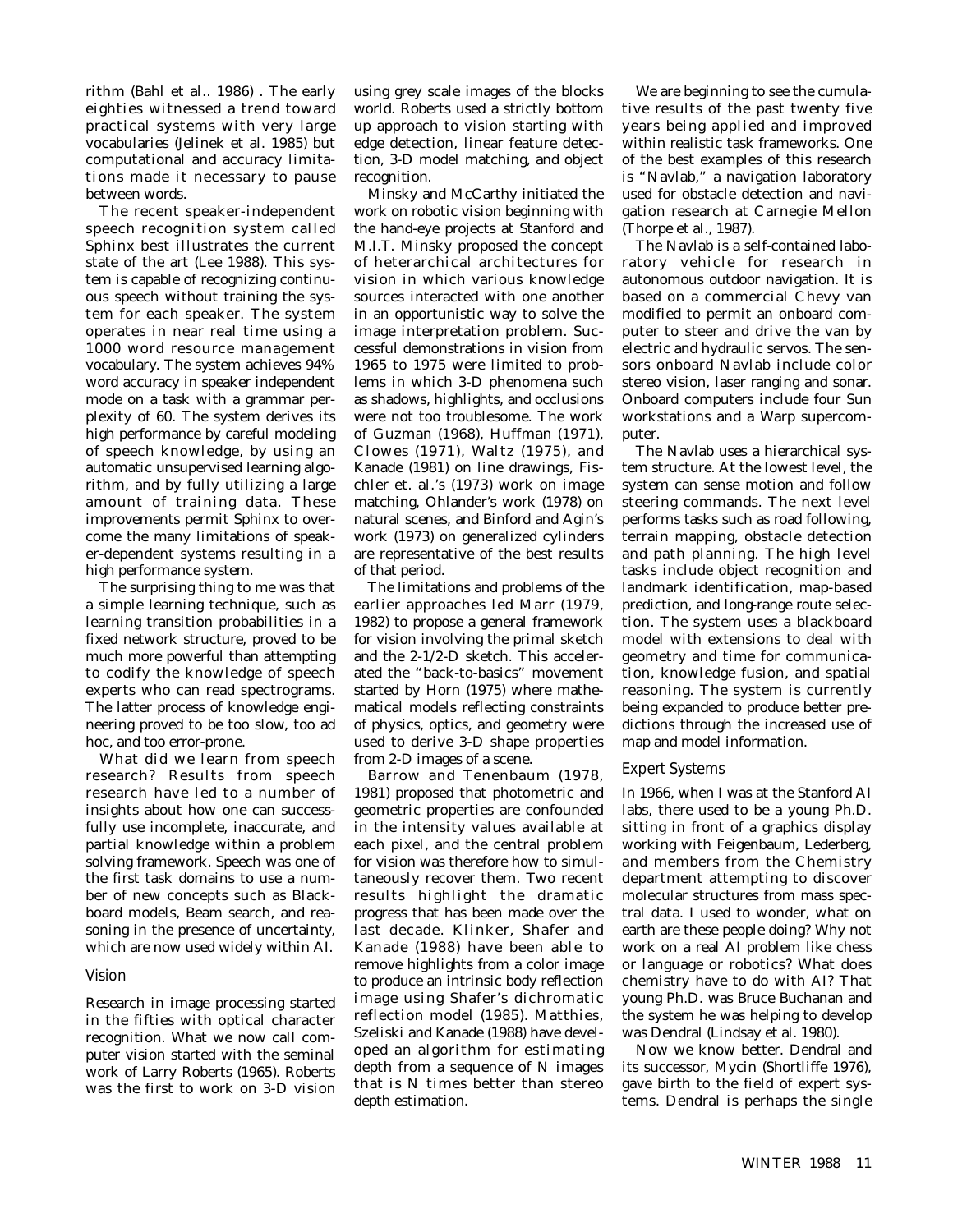rithm (Bahl et al.. 1986) . The early eighties witnessed a trend toward practical systems with very large vocabularies (Jelinek et al. 1985) but computational and accuracy limitations made it necessary to pause between words.

The recent speaker-independent speech recognition system called Sphinx best illustrates the current state of the art (Lee 1988). This system is capable of recognizing continuous speech without training the system for each speaker. The system operates in near real time using a 1000 word resource management vocabulary. The system achieves 94% word accuracy in speaker independent mode on a task with a grammar perplexity of 60. The system derives its high performance by careful modeling of speech knowledge, by using an automatic unsupervised learning algorithm, and by fully utilizing a large amount of training data. These improvements permit Sphinx to overcome the many limitations of speaker-dependent systems resulting in a high performance system.

The surprising thing to me was that a simple learning technique, such as learning transition probabilities in a fixed network structure, proved to be much more powerful than attempting to codify the knowledge of speech experts who can read spectrograms. The latter process of knowledge engineering proved to be too slow, too ad hoc, and too error-prone.

What did we learn from speech research? Results from speech research have led to a number of insights about how one can successfully use incomplete, inaccurate, and partial knowledge within a problem solving framework. Speech was one of the first task domains to use a number of new concepts such as Blackboard models, Beam search, and reasoning in the presence of uncertainty, which are now used widely within AI.

### Vision

Research in image processing started in the fifties with optical character recognition. What we now call computer vision started with the seminal work of Larry Roberts (1965). Roberts was the first to work on 3-D vision using grey scale images of the blocks world. Roberts used a strictly bottom up approach to vision starting with edge detection, linear feature detection, 3-D model matching, and object recognition.

Minsky and McCarthy initiated the work on robotic vision beginning with the hand-eye projects at Stanford and M.I.T. Minsky proposed the concept of heterarchical architectures for vision in which various knowledge sources interacted with one another in an opportunistic way to solve the image interpretation problem. Successful demonstrations in vision from 1965 to 1975 were limited to problems in which 3-D phenomena such as shadows, highlights, and occlusions were not too troublesome. The work of Guzman (1968), Huffman (1971), Clowes (1971), Waltz (1975), and Kanade (1981) on line drawings, Fischler et. al.'s (1973) work on image matching, Ohlander's work (1978) on natural scenes, and Binford and Agin's work (1973) on generalized cylinders are representative of the best results of that period.

The limitations and problems of the earlier approaches led Marr (1979, 1982) to propose a general framework for vision involving the primal sketch and the 2-1/2-D sketch. This accelerated the "back-to-basics" movement started by Horn (1975) where mathematical models reflecting constraints of physics, optics, and geometry were used to derive 3-D shape properties from 2-D images of a scene.

Barrow and Tenenbaum (1978, 1981) proposed that photometric and geometric properties are confounded in the intensity values available at each pixel, and the central problem for vision was therefore how to simultaneously recover them. Two recent results highlight the dramatic progress that has been made over the last decade. Klinker, Shafer and Kanade (1988) have been able to remove highlights from a color image to produce an intrinsic body reflection image using Shafer's dichromatic reflection model (1985). Matthies, Szeliski and Kanade (1988) have developed an algorithm for estimating depth from a sequence of N images that is N times better than stereo depth estimation.

We are beginning to see the cumulative results of the past twenty five years being applied and improved within realistic task frameworks. One of the best examples of this research is "Navlab," a navigation laboratory used for obstacle detection and navigation research at Carnegie Mellon (Thorpe et al., 1987).

The Navlab is a self-contained laboratory vehicle for research in autonomous outdoor navigation. It is based on a commercial Chevy van modified to permit an onboard computer to steer and drive the van by electric and hydraulic servos. The sensors onboard Navlab include color stereo vision, laser ranging and sonar. Onboard computers include four Sun workstations and a Warp supercomputer.

The Navlab uses a hierarchical system structure. At the lowest level, the system can sense motion and follow steering commands. The next level performs tasks such as road following, terrain mapping, obstacle detection and path planning. The high level tasks include object recognition and landmark identification, map-based prediction, and long-range route selection. The system uses a blackboard model with extensions to deal with geometry and time for communication, knowledge fusion, and spatial reasoning. The system is currently being expanded to produce better predictions through the increased use of map and model information.

### Expert Systems

In 1966, when I was at the Stanford AI labs, there used to be a young Ph.D. sitting in front of a graphics display working with Feigenbaum, Lederberg, and members from the Chemistry department attempting to discover molecular structures from mass spectral data. I used to wonder, what on earth are these people doing? Why not work on a real AI problem like chess or language or robotics? What does chemistry have to do with AI? That young Ph.D. was Bruce Buchanan and the system he was helping to develop was Dendral (Lindsay et al. 1980).

Now we know better. Dendral and its successor, Mycin (Shortliffe 1976), gave birth to the field of expert systems. Dendral is perhaps the single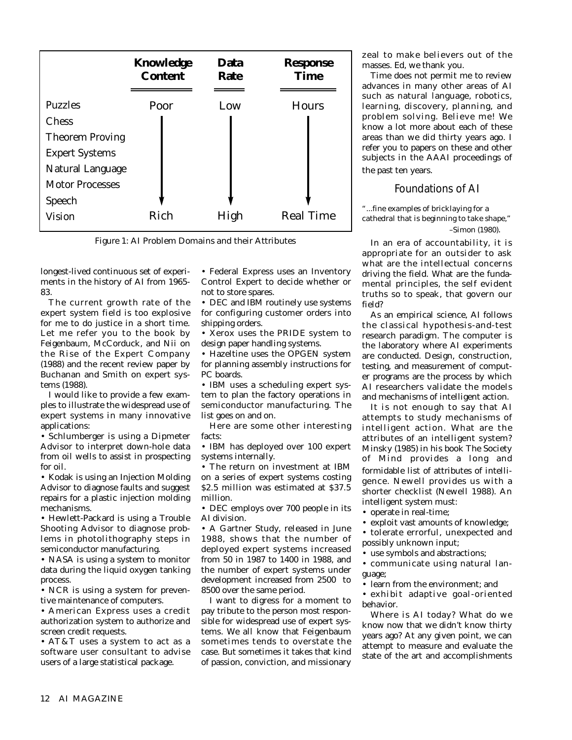Knowledge Content | Data Rate | Response Time

Puzzles — Poor — Low — Hours

Chess

Theorem Proving

Expert Systems

Natural Language

Motor Processes

Speech

Vision — Rich — High — Real Time

Figure 1: AI Problem Domains and their Attributes

longest-lived continuous set of experiments in the history of AI from 1965-83.

The current growth rate of the expert system field is too explosive for me to do justice in a short time. Let me refer you to the book by Feigenbaum, McCorduck, and Nii on the Rise of the Expert Company (1988) and the recent review paper by Buchanan and Smith on expert systems (1988).

I would like to provide a few examples to illustrate the widespread use of expert systems in many innovative applications:

- Schlumberger is using a Dipmeter Advisor to interpret down-hole data from oil wells to assist in prospecting for oil.
- Kodak is using an Injection Molding Advisor to diagnose faults and suggest repairs for a plastic injection molding mechanisms.
- Hewlett-Packard is using a Trouble Shooting Advisor to diagnose problems in photolithography steps in semiconductor manufacturing.
- NASA is using a system to monitor data during the liquid oxygen tanking process.
- NCR is using a system for preventive maintenance of computers.
- American Express uses a credit authorization system to authorize and screen credit requests.
- AT&T uses a system to act as a software user consultant to advise users of a large statistical package.
- Federal Express uses an Inventory Control Expert to decide whether or not to store spares.
- DEC and IBM routinely use systems for configuring customer orders into shipping orders.
- Xerox uses the PRIDE system to design paper handling systems.
- Hazeltine uses the OPGEN system for planning assembly instructions for PC boards.
- IBM uses a scheduling expert system to plan the factory operations in semiconductor manufacturing. The list goes on and on.

Here are some other interesting facts:

- IBM has deployed over 100 expert systems internally.
- The return on investment at IBM on a series of expert systems costing \$2.5 million was estimated at \$37.5 million.
- DEC employs over 700 people in its AI division.
- A Gartner Study, released in June 1988, shows that the number of deployed expert systems increased from 50 in 1987 to 1400 in 1988, and the number of expert systems under development increased from 2500 to 8500 over the same period.

I want to digress for a moment to pay tribute to the person most responsible for widespread use of expert systems. We all know that Feigenbaum sometimes tends to overstate the case. But sometimes it takes that kind of passion, conviction, and missionary zeal to make believers out of the masses. Ed, we thank you.

Time does not permit me to review advances in many other areas of AI such as natural language, robotics, learning, discovery, planning, and problem solving. Believe me! We know a lot more about each of these areas than we did thirty years ago. I refer you to papers on these and other subjects in the AAAI proceedings of the past ten years.

## Foundations of AI

"...fine examples of bricklaying for a cathedral that is beginning to take shape,"
–Simon (1980).

In an era of accountability, it is appropriate for an outsider to ask what are the intellectual concerns driving the field. What are the fundamental principles, the self evident truths so to speak, that govern our field?

As an empirical science, AI follows the classical hypothesis-and-test research paradigm. The computer is the laboratory where AI experiments are conducted. Design, construction, testing, and measurement of computer programs are the process by which AI researchers validate the models and mechanisms of intelligent action.

It is not enough to say that AI attempts to study mechanisms of intelligent action. What are the attributes of an intelligent system? Minsky (1985) in his book The Society of Mind provides a long and formidable list of attributes of intelligence. Newell provides us with a shorter checklist (Newell 1988). An intelligent system must:

- operate in real-time;
- exploit vast amounts of knowledge;
- tolerate errorful, unexpected and possibly unknown input;
- use symbols and abstractions;
- communicate using natural language;
- learn from the environment; and
- exhibit adaptive goal-oriented behavior.

Where is AI today? What do we know now that we didn't know thirty years ago? At any given point, we can attempt to measure and evaluate the state of the art and accomplishments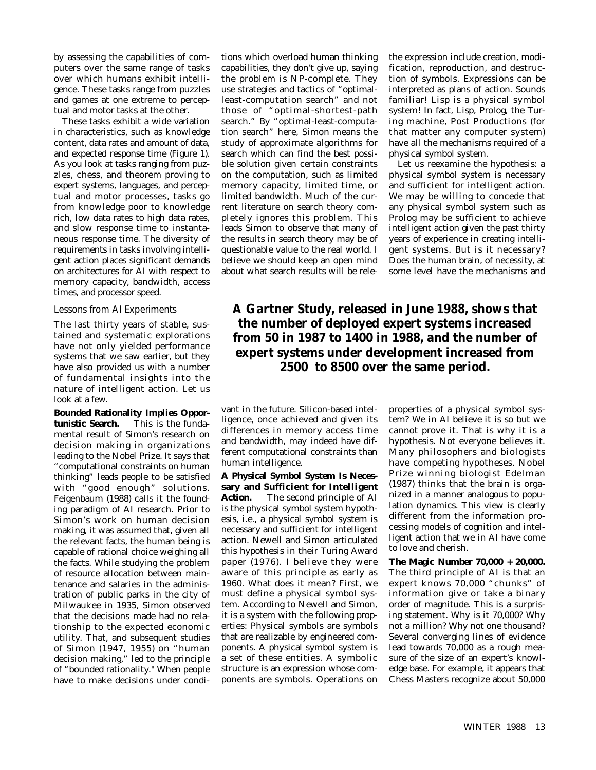by assessing the capabilities of computers over the same range of tasks over which humans exhibit intelligence. These tasks range from puzzles and games at one extreme to perceptual and motor tasks at the other.

These tasks exhibit a wide variation in characteristics, such as knowledge content, data rates and amount of data, and expected response time (Figure 1). As you look at tasks ranging from puzzles, chess, and theorem proving to expert systems, languages, and perceptual and motor processes, tasks go from knowledge poor to knowledge rich, low data rates to high data rates, and slow response time to instantaneous response time. The diversity of requirements in tasks involving intelligent action places significant demands on architectures for AI with respect to memory capacity, bandwidth, access times, and processor speed.

### Lessons from AI Experiments

The last thirty years of stable, sustained and systematic explorations have not only yielded performance systems that we saw earlier, but they have also provided us with a number of fundamental insights into the nature of intelligent action. Let us look at a few.

**Bounded Rationality Implies Opportunistic Search.** This is the fundamental result of Simon's research on decision making in organizations leading to the Nobel Prize. It says that "computational constraints on human thinking" leads people to be satisfied with "good enough" solutions. Feigenbaum (1988) calls it the founding paradigm of AI research. Prior to Simon's work on human decision making, it was assumed that, given all the relevant facts, the human being is capable of rational choice weighing all the facts. While studying the problem of resource allocation between maintenance and salaries in the administration of public parks in the city of Milwaukee in 1935, Simon observed that the decisions made had no relationship to the expected economic utility. That, and subsequent studies of Simon (1947, 1955) on "human decision making," led to the principle of "bounded rationality." When people have to make decisions under conditions which overload human thinking capabilities, they don't give up, saying the problem is NP-complete. They use strategies and tactics of "optimal-least-computation search" and not those of "optimal-shortest-path search." By "optimal-least-computation search" here, Simon means the study of approximate algorithms for search which can find the best possible solution given certain constraints on the computation, such as limited memory capacity, limited time, or limited bandwidth. Much of the current literature on search theory completely ignores this problem. This leads Simon to observe that many of the results in search theory may be of questionable value to the real world. I believe we should keep an open mind about what search results will be relevant in the future. Silicon-based intelligence, once achieved and given its differences in memory access time and bandwidth, may indeed have different computational constraints than human intelligence.

**A Physical Symbol System Is Necessary and Sufficient for Intelligent Action.** The second principle of AI is the physical symbol system hypothesis, i.e., a physical symbol system is necessary and sufficient for intelligent action. Newell and Simon articulated this hypothesis in their Turing Award paper (1976). I believe they were aware of this principle as early as 1960. What does it mean? First, we must define a physical symbol system. According to Newell and Simon, it is a system with the following properties: Physical symbols are symbols that are realizable by engineered components. A physical symbol system is a set of these entities. A symbolic structure is an expression whose components are symbols. Operations on the expression include creation, modification, reproduction, and destruction of symbols. Expressions can be interpreted as plans of action. Sounds familiar! Lisp is a physical symbol system! In fact, Lisp, Prolog, the Turing machine, Post Productions (for that matter any computer system) have all the mechanisms required of a physical symbol system.

Let us reexamine the hypothesis: a physical symbol system is necessary and sufficient for intelligent action. We may be willing to concede that any physical symbol system such as Prolog may be sufficient to achieve intelligent action given the past thirty years of experience in creating intelligent systems. But is it necessary? Does the human brain, of necessity, at some level have the mechanisms and properties of a physical symbol system? We in AI believe it is so but we cannot prove it. That is why it is a hypothesis. Not everyone believes it. Many philosophers and biologists have competing hypotheses. Nobel Prize winning biologist Edelman (1987) thinks that the brain is organized in a manner analogous to population dynamics. This view is clearly different from the information processing models of cognition and intelligent action that we in AI have come to love and cherish.

**The Magic Number 70,000 ± 20,000.** The third principle of AI is that an expert knows 70,000 "chunks" of information give or take a binary order of magnitude. This is a surprising statement. Why is it 70,000? Why not a million? Why not one thousand? Several converging lines of evidence lead towards 70,000 as a rough measure of the size of an expert's knowledge base. For example, it appears that Chess Masters recognize about 50,000

**A Gartner Study, released in June 1988, shows that the number of deployed expert systems increased from 50 in 1987 to 1400 in 1988, and the number of expert systems under development increased from 2500 to 8500 over the same period.**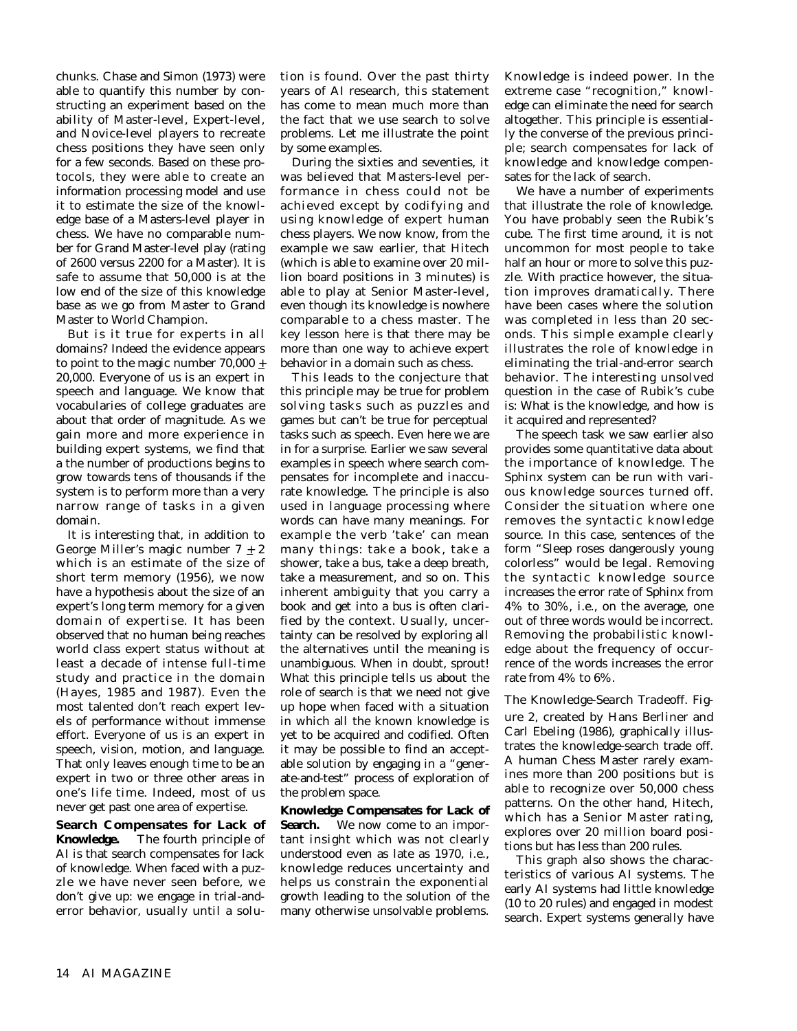chunks. Chase and Simon (1973) were able to quantify this number by constructing an experiment based on the ability of Master-level, Expert-level, and Novice-level players to recreate chess positions they have seen only for a few seconds. Based on these protocols, they were able to create an information processing model and use it to estimate the size of the knowledge base of a Masters-level player in chess. We have no comparable number for Grand Master-level play (rating of 2600 versus 2200 for a Master). It is safe to assume that 50,000 is at the low end of the size of this knowledge base as we go from Master to Grand Master to World Champion.

But is it true for experts in all domains? Indeed the evidence appears to point to the magic number 70,000 ± 20,000. Everyone of us is an expert in speech and language. We know that vocabularies of college graduates are about that order of magnitude. As we gain more and more experience in building expert systems, we find that a the number of productions begins to grow towards tens of thousands if the system is to perform more than a very narrow range of tasks in a given domain.

It is interesting that, in addition to George Miller's magic number 7 ± 2 which is an estimate of the size of short term memory (1956), we now have a hypothesis about the size of an expert's long term memory for a given domain of expertise. It has been observed that no human being reaches world class expert status without at least a decade of intense full-time study and practice in the domain (Hayes, 1985 and 1987). Even the most talented don't reach expert levels of performance without immense effort. Everyone of us is an expert in speech, vision, motion, and language. That only leaves enough time to be an expert in two or three other areas in one's life time. Indeed, most of us never get past one area of expertise.

**Search Compensates for Lack of Knowledge.** The fourth principle of AI is that search compensates for lack of knowledge. When faced with a puzzle we have never seen before, we don't give up: we engage in trial-and-error behavior, usually until a solution is found. Over the past thirty years of AI research, this statement has come to mean much more than the fact that we use search to solve problems. Let me illustrate the point by some examples.

During the sixties and seventies, it was believed that Masters-level performance in chess could not be achieved except by codifying and using knowledge of expert human chess players. We now know, from the example we saw earlier, that Hitech (which is able to examine over 20 million board positions in 3 minutes) is able to play at Senior Master-level, even though its knowledge is nowhere comparable to a chess master. The key lesson here is that there may be more than one way to achieve expert behavior in a domain such as chess.

This leads to the conjecture that this principle may be true for problem solving tasks such as puzzles and games but can't be true for perceptual tasks such as speech. Even here we are in for a surprise. Earlier we saw several examples in speech where search compensates for incomplete and inaccurate knowledge. The principle is also used in language processing where words can have many meanings. For example the verb 'take' can mean many things: take a book, take a shower, take a bus, take a deep breath, take a measurement, and so on. This inherent ambiguity that you carry a book and get into a bus is often clarified by the context. Usually, uncertainty can be resolved by exploring all the alternatives until the meaning is unambiguous. When in doubt, sprout! What this principle tells us about the role of search is that we need not give up hope when faced with a situation in which all the known knowledge is yet to be acquired and codified. Often it may be possible to find an acceptable solution by engaging in a "generate-and-test" process of exploration of the problem space.

**Knowledge Compensates for Lack of Search.** We now come to an important insight which was not clearly understood even as late as 1970, i.e., knowledge reduces uncertainty and helps us constrain the exponential growth leading to the solution of the many otherwise unsolvable problems. Knowledge is indeed power. In the extreme case "recognition," knowledge can eliminate the need for search altogether. This principle is essentially the converse of the previous principle; search compensates for lack of knowledge and knowledge compensates for the lack of search.

We have a number of experiments that illustrate the role of knowledge. You have probably seen the Rubik's cube. The first time around, it is not uncommon for most people to take half an hour or more to solve this puzzle. With practice however, the situation improves dramatically. There have been cases where the solution was completed in less than 20 seconds. This simple example clearly illustrates the role of knowledge in eliminating the trial-and-error search behavior. The interesting unsolved question in the case of Rubik's cube is: What is the knowledge, and how is it acquired and represented?

The speech task we saw earlier also provides some quantitative data about the importance of knowledge. The Sphinx system can be run with various knowledge sources turned off. Consider the situation where one removes the syntactic knowledge source. In this case, sentences of the form "Sleep roses dangerously young colorless" would be legal. Removing the syntactic knowledge source increases the error rate of Sphinx from 4% to 30%, i.e., on the average, one out of three words would be incorrect. Removing the probabilistic knowledge about the frequency of occurrence of the words increases the error rate from 4% to 6%.

*The Knowledge-Search Tradeoff.* Figure 2, created by Hans Berliner and Carl Ebeling (1986), graphically illustrates the knowledge-search trade off. A human Chess Master rarely examines more than 200 positions but is able to recognize over 50,000 chess patterns. On the other hand, Hitech, which has a Senior Master rating, explores over 20 million board positions but has less than 200 rules.

This graph also shows the characteristics of various AI systems. The early AI systems had little knowledge (10 to 20 rules) and engaged in modest search. Expert systems generally have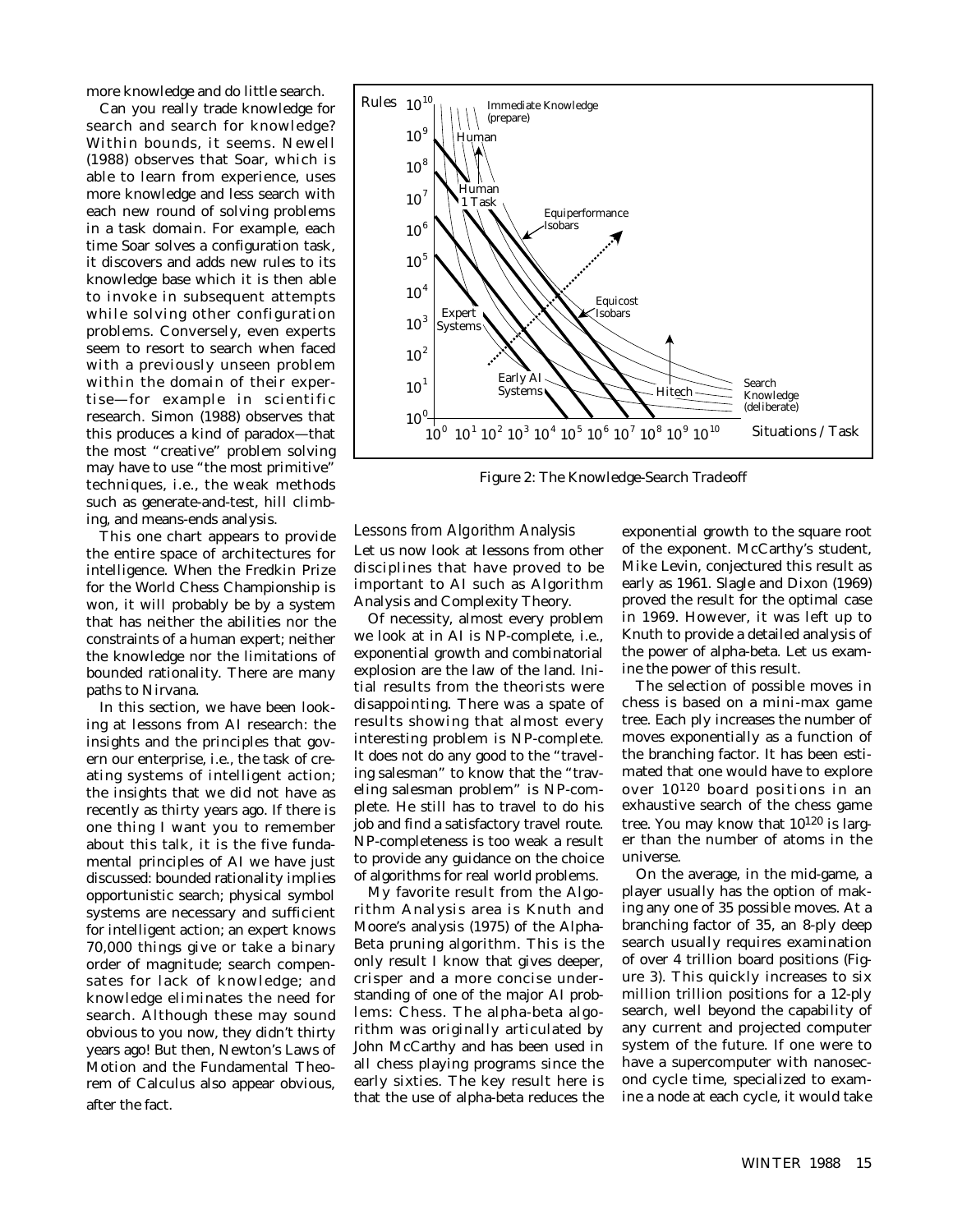more knowledge and do little search.

Can you really trade knowledge for search and search for knowledge? Within bounds, it seems. Newell (1988) observes that Soar, which is able to learn from experience, uses more knowledge and less search with each new round of solving problems in a task domain. For example, each time Soar solves a configuration task, it discovers and adds new rules to its knowledge base which it is then able to invoke in subsequent attempts while solving other configuration problems. Conversely, even experts seem to resort to search when faced with a previously unseen problem within the domain of their expertise—for example in scientific research. Simon (1988) observes that this produces a kind of paradox—that the most "creative" problem solving may have to use "the most primitive" techniques, i.e., the weak methods such as generate-and-test, hill climbing, and means-ends analysis.

This one chart appears to provide the entire space of architectures for intelligence. When the Fredkin Prize for the World Chess Championship is won, it will probably be by a system that has neither the abilities nor the constraints of a human expert; neither the knowledge nor the limitations of bounded rationality. There are many paths to Nirvana.

In this section, we have been looking at lessons from AI research: the insights and the principles that govern our enterprise, i.e., the task of creating systems of intelligent action; the insights that we did not have as recently as thirty years ago. If there is one thing I want you to remember about this talk, it is the five fundamental principles of AI we have just discussed: bounded rationality implies opportunistic search; physical symbol systems are necessary and sufficient for intelligent action; an expert knows 70,000 things give or take a binary order of magnitude; search compensates for lack of knowledge; and knowledge eliminates the need for search. Although these may sound obvious to you now, they didn't thirty years ago! But then, Newton's Laws of Motion and the Fundamental Theorem of Calculus also appear obvious, after the fact.

Rules
$10^{10}$
$10^9$
$10^8$
$10^7$
$10^6$
$10^5$
$10^4$
$10^3$
$10^2$
$10^1$
$10^0$
Immediate Knowledge (prepare)
Human
Human 1 Task
Equiperformance Isobars
Equicost Isobars
Expert Systems
Early AI Systems
Hitech
Search Knowledge (deliberate)
$10^0$ $10^1$ $10^2$ $10^3$ $10^4$ $10^5$ $10^6$ $10^7$ $10^8$ $10^9$ $10^{10}$
Situations / Task

Figure 2: The Knowledge-Search Tradeoff

*Lessons from Algorithm Analysis*

Let us now look at lessons from other disciplines that have proved to be important to AI such as Algorithm Analysis and Complexity Theory.

Of necessity, almost every problem we look at in AI is NP-complete, i.e., exponential growth and combinatorial explosion are the law of the land. Initial results from the theorists were disappointing. There was a spate of results showing that almost every interesting problem is NP-complete. It does not do any good to the "traveling salesman" to know that the "traveling salesman problem" is NP-complete. He still has to travel to do his job and find a satisfactory travel route. NP-completeness is too weak a result to provide any guidance on the choice of algorithms for real world problems.

My favorite result from the Algorithm Analysis area is Knuth and Moore's analysis (1975) of the Alpha-Beta pruning algorithm. This is the only result I know that gives deeper, crisper and a more concise understanding of one of the major AI problems: Chess. The alpha-beta algorithm was originally articulated by John McCarthy and has been used in all chess playing programs since the early sixties. The key result here is that the use of alpha-beta reduces the exponential growth to the square root of the exponent. McCarthy's student, Mike Levin, conjectured this result as early as 1961. Slagle and Dixon (1969) proved the result for the optimal case in 1969. However, it was left up to Knuth to provide a detailed analysis of the power of alpha-beta. Let us examine the power of this result.

The selection of possible moves in chess is based on a mini-max game tree. Each ply increases the number of moves exponentially as a function of the branching factor. It has been estimated that one would have to explore over $10^{120}$ board positions in an exhaustive search of the chess game tree. You may know that $10^{120}$ is larger than the number of atoms in the universe.

On the average, in the mid-game, a player usually has the option of making any one of 35 possible moves. At a branching factor of 35, an 8-ply deep search usually requires examination of over 4 trillion board positions (Figure 3). This quickly increases to six million trillion positions for a 12-ply search, well beyond the capability of any current and projected computer system of the future. If one were to have a supercomputer with nanosecond cycle time, specialized to examine a node at each cycle, it would take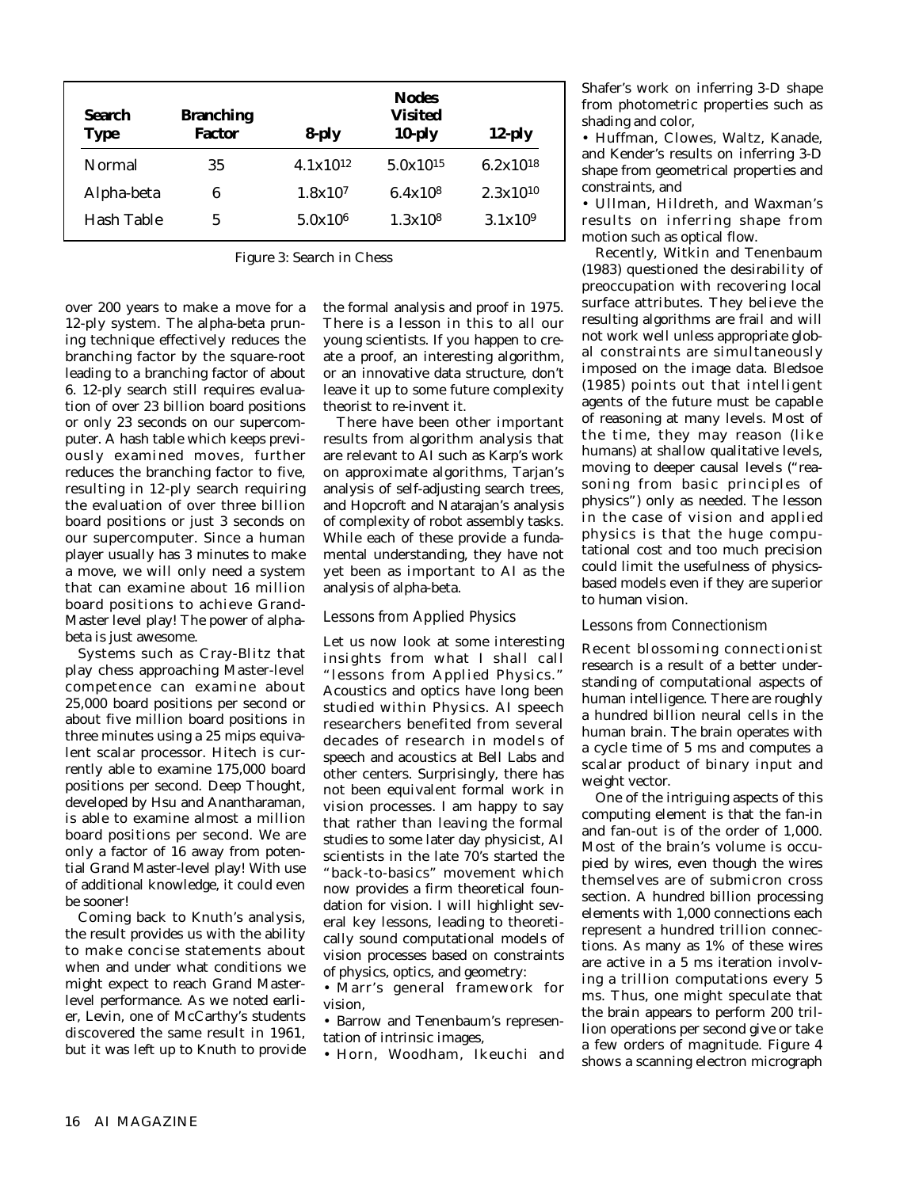| Search Type | Branching Factor | 8-ply | Nodes Visited 10-ply | 12-ply |
|---|---|---|---|---|
| Normal | 35 | $4.1 \times 10^{12}$ | $5.0 \times 10^{15}$ | $6.2 \times 10^{18}$ |
| Alpha-beta | 6 | $1.8 \times 10^{7}$ | $6.4 \times 10^{8}$ | $2.3 \times 10^{10}$ |
| Hash Table | 5 | $5.0 \times 10^{6}$ | $1.3 \times 10^{8}$ | $3.1 \times 10^{9}$ |

Figure 3: Search in Chess

over 200 years to make a move for a 12-ply system. The alpha-beta pruning technique effectively reduces the branching factor by the square-root leading to a branching factor of about 6. 12-ply search still requires evaluation of over 23 billion board positions or only 23 seconds on our supercomputer. A hash table which keeps previously examined moves, further reduces the branching factor to five, resulting in 12-ply search requiring the evaluation of over three billion board positions or just 3 seconds on our supercomputer. Since a human player usually has 3 minutes to make a move, we will only need a system that can examine about 16 million board positions to achieve Grand-Master level play! The power of alpha-beta is just awesome.

Systems such as Cray-Blitz that play chess approaching Master-level competence can examine about 25,000 board positions per second or about five million board positions in three minutes using a 25 mips equivalent scalar processor. Hitech is currently able to examine 175,000 board positions per second. Deep Thought, developed by Hsu and Anantharaman, is able to examine almost a million board positions per second. We are only a factor of 16 away from potential Grand Master-level play! With use of additional knowledge, it could even be sooner!

Coming back to Knuth's analysis, the result provides us with the ability to make concise statements about when and under what conditions we might expect to reach Grand Master-level performance. As we noted earlier, Levin, one of McCarthy's students discovered the same result in 1961, but it was left up to Knuth to provide the formal analysis and proof in 1975. There is a lesson in this to all our young scientists. If you happen to create a proof, an interesting algorithm, or an innovative data structure, don't leave it up to some future complexity theorist to re-invent it.

There have been other important results from algorithm analysis that are relevant to AI such as Karp's work on approximate algorithms, Tarjan's analysis of self-adjusting search trees, and Hopcroft and Natarajan's analysis of complexity of robot assembly tasks. While each of these provide a fundamental understanding, they have not yet been as important to AI as the analysis of alpha-beta.

### Lessons from Applied Physics

Let us now look at some interesting insights from what I shall call "lessons from Applied Physics." Acoustics and optics have long been studied within Physics. AI speech researchers benefited from several decades of research in models of speech and acoustics at Bell Labs and other centers. Surprisingly, there has not been equivalent formal work in vision processes. I am happy to say that rather than leaving the formal studies to some later day physicist, AI scientists in the late 70's started the "back-to-basics" movement which now provides a firm theoretical foundation for vision. I will highlight several key lessons, leading to theoretically sound computational models of vision processes based on constraints of physics, optics, and geometry:

- Marr's general framework for vision,
- Barrow and Tenenbaum's representation of intrinsic images,
- Horn, Woodham, Ikeuchi and Shafer's work on inferring 3-D shape from photometric properties such as shading and color,
- Huffman, Clowes, Waltz, Kanade, and Kender's results on inferring 3-D shape from geometrical properties and constraints, and
- Ullman, Hildreth, and Waxman's results on inferring shape from motion such as optical flow.

Recently, Witkin and Tenenbaum (1983) questioned the desirability of preoccupation with recovering local surface attributes. They believe the resulting algorithms are frail and will not work well unless appropriate global constraints are simultaneously imposed on the image data. Bledsoe (1985) points out that intelligent agents of the future must be capable of reasoning at many levels. Most of the time, they may reason (like humans) at shallow qualitative levels, moving to deeper causal levels ("reasoning from basic principles of physics") only as needed. The lesson in the case of vision and applied physics is that the huge computational cost and too much precision could limit the usefulness of physics-based models even if they are superior to human vision.

### Lessons from Connectionism

Recent blossoming connectionist research is a result of a better understanding of computational aspects of human intelligence. There are roughly a hundred billion neural cells in the human brain. The brain operates with a cycle time of 5 ms and computes a scalar product of binary input and weight vector.

One of the intriguing aspects of this computing element is that the fan-in and fan-out is of the order of 1,000. Most of the brain's volume is occupied by wires, even though the wires themselves are of submicron cross section. A hundred billion processing elements with 1,000 connections each represent a hundred trillion connections. As many as 1% of these wires are active in a 5 ms iteration involving a trillion computations every 5 ms. Thus, one might speculate that the brain appears to perform 200 trillion operations per second give or take a few orders of magnitude. Figure 4 shows a scanning electron micrograph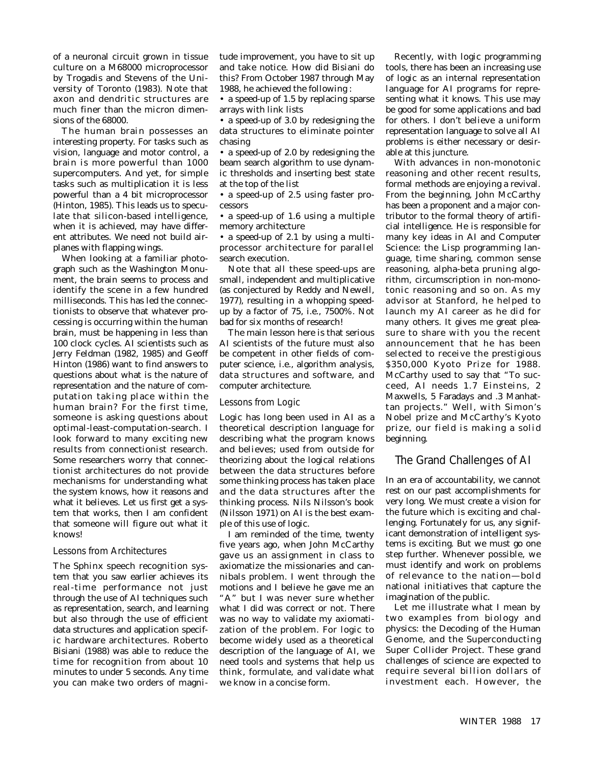of a neuronal circuit grown in tissue culture on a M68000 microprocessor by Trogadis and Stevens of the University of Toronto (1983). Note that axon and dendritic structures are much finer than the micron dimensions of the 68000.

The human brain possesses an interesting property. For tasks such as vision, language and motor control, a brain is more powerful than 1000 supercomputers. And yet, for simple tasks such as multiplication it is less powerful than a 4 bit microprocessor (Hinton, 1985). This leads us to speculate that silicon-based intelligence, when it is achieved, may have different attributes. We need not build airplanes with flapping wings.

When looking at a familiar photograph such as the Washington Monument, the brain seems to process and identify the scene in a few hundred milliseconds. This has led the connectionists to observe that whatever processing is occurring within the human brain, must be happening in less than 100 clock cycles. AI scientists such as Jerry Feldman (1982, 1985) and Geoff Hinton (1986) want to find answers to questions about what is the nature of representation and the nature of computation taking place within the human brain? For the first time, someone is asking questions about optimal-least-computation-search. I look forward to many exciting new results from connectionist research. Some researchers worry that connectionist architectures do not provide mechanisms for understanding what the system knows, how it reasons and what it believes. Let us first get a system that works, then I am confident that someone will figure out what it knows!

### Lessons from Architectures

The Sphinx speech recognition system that you saw earlier achieves its real-time performance not just through the use of AI techniques such as representation, search, and learning but also through the use of efficient data structures and application specific hardware architectures. Roberto Bisiani (1988) was able to reduce the time for recognition from about 10 minutes to under 5 seconds. Any time you can make two orders of magnitude improvement, you have to sit up and take notice. How did Bisiani do this? From October 1987 through May 1988, he achieved the following :

- a speed-up of 1.5 by replacing sparse arrays with link lists
- a speed-up of 3.0 by redesigning the data structures to eliminate pointer chasing
- a speed-up of 2.0 by redesigning the beam search algorithm to use dynamic thresholds and inserting best state at the top of the list
- a speed-up of 2.5 using faster processors
- a speed-up of 1.6 using a multiple memory architecture
- a speed-up of 2.1 by using a multiprocessor architecture for parallel search execution.

Note that all these speed-ups are small, independent and multiplicative (as conjectured by Reddy and Newell, 1977), resulting in a whopping speedup by a factor of 75, i.e., 7500%. Not bad for six months of research!

The main lesson here is that serious AI scientists of the future must also be competent in other fields of computer science, i.e., algorithm analysis, data structures and software, and computer architecture.

### Lessons from Logic

Logic has long been used in AI as a theoretical description language for describing what the program knows and believes; used from outside for theorizing about the logical relations between the data structures before some thinking process has taken place and the data structures after the thinking process. Nils Nilsson's book (Nilsson 1971) on AI is the best example of this use of logic.

I am reminded of the time, twenty five years ago, when John McCarthy gave us an assignment in class to axiomatize the missionaries and cannibals problem. I went through the motions and I believe he gave me an "A" but I was never sure whether what I did was correct or not. There was no way to validate my axiomatization of the problem. For logic to become widely used as a theoretical description of the language of AI, we need tools and systems that help us think, formulate, and validate what we know in a concise form.

Recently, with logic programming tools, there has been an increasing use of logic as an internal representation language for AI programs for representing what it knows. This use may be good for some applications and bad for others. I don't believe a uniform representation language to solve all AI problems is either necessary or desirable at this juncture.

With advances in non-monotonic reasoning and other recent results, formal methods are enjoying a revival. From the beginning, John McCarthy has been a proponent and a major contributor to the formal theory of artificial intelligence. He is responsible for many key ideas in AI and Computer Science: the Lisp programming language, time sharing, common sense reasoning, alpha-beta pruning algorithm, circumscription in non-monotonic reasoning and so on. As my advisor at Stanford, he helped to launch my AI career as he did for many others. It gives me great pleasure to share with you the recent announcement that he has been selected to receive the prestigious $350,000 Kyoto Prize for 1988. McCarthy used to say that "To succeed, AI needs 1.7 Einsteins, 2 Maxwells, 5 Faradays and .3 Manhattan projects." Well, with Simon's Nobel prize and McCarthy's Kyoto prize, our field is making a solid beginning.

## The Grand Challenges of AI

In an era of accountability, we cannot rest on our past accomplishments for very long. We must create a vision for the future which is exciting and challenging. Fortunately for us, any significant demonstration of intelligent systems is exciting. But we must go one step further. Whenever possible, we must identify and work on problems of relevance to the nation—bold national initiatives that capture the imagination of the public.

Let me illustrate what I mean by two examples from biology and physics: the Decoding of the Human Genome, and the Superconducting Super Collider Project. These grand challenges of science are expected to require several billion dollars of investment each. However, the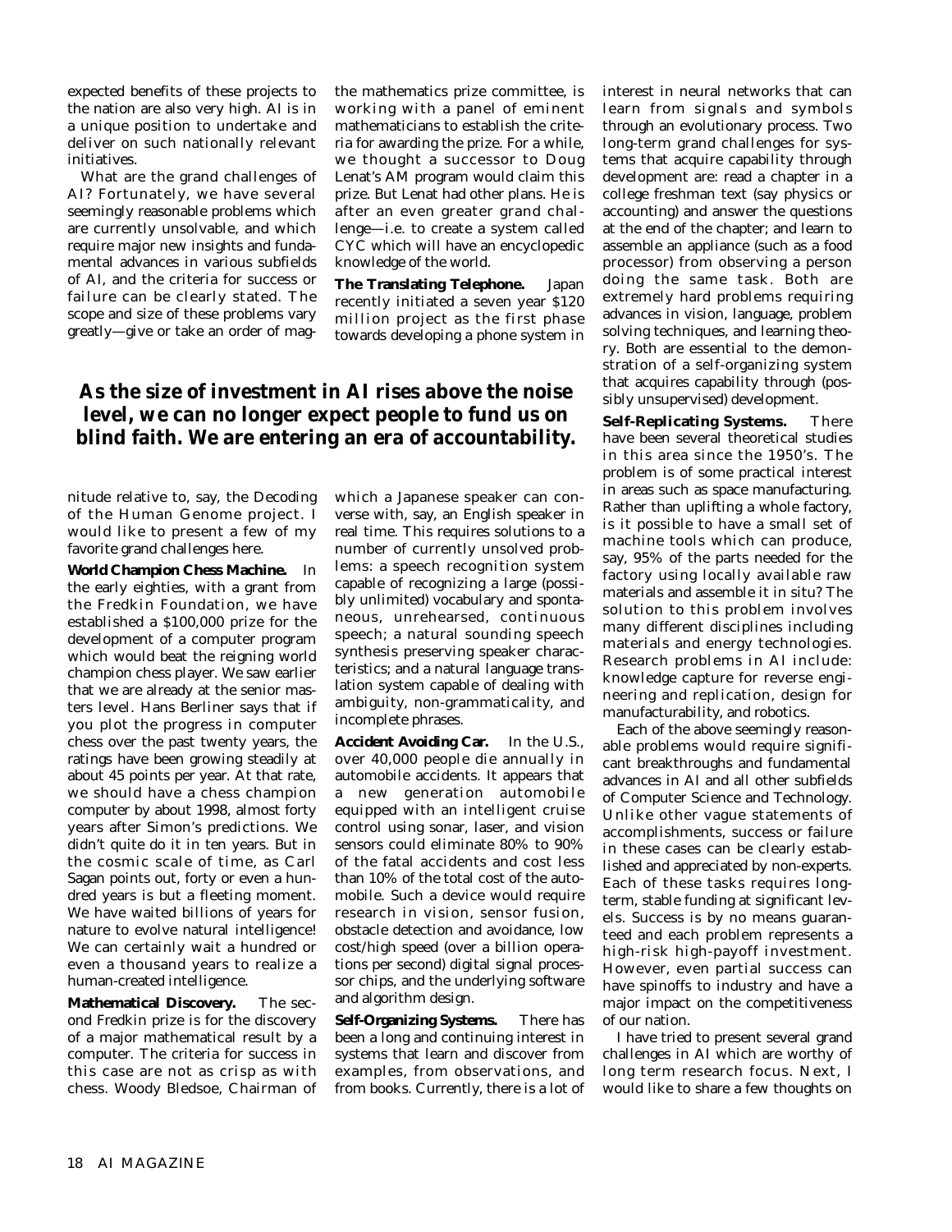expected benefits of these projects to the nation are also very high. AI is in a unique position to undertake and deliver on such nationally relevant initiatives.

What are the grand challenges of AI? Fortunately, we have several seemingly reasonable problems which are currently unsolvable, and which require major new insights and fundamental advances in various subfields of AI, and the criteria for success or failure can be clearly stated. The scope and size of these problems vary greatly—give or take an order of magnitude relative to, say, the Decoding of the Human Genome project. I would like to present a few of my favorite grand challenges here.

**As the size of investment in AI rises above the noise level, we can no longer expect people to fund us on blind faith. We are entering an era of accountability.**

**World Champion Chess Machine.** In the early eighties, with a grant from the Fredkin Foundation, we have established a $100,000 prize for the development of a computer program which would beat the reigning world champion chess player. We saw earlier that we are already at the senior masters level. Hans Berliner says that if you plot the progress in computer chess over the past twenty years, the ratings have been growing steadily at about 45 points per year. At that rate, we should have a chess champion computer by about 1998, almost forty years after Simon's predictions. We didn't quite do it in ten years. But in the cosmic scale of time, as Carl Sagan points out, forty or even a hundred years is but a fleeting moment. We have waited billions of years for nature to evolve natural intelligence! We can certainly wait a hundred or even a thousand years to realize a human-created intelligence.

**Mathematical Discovery.** The second Fredkin prize is for the discovery of a major mathematical result by a computer. The criteria for success in this case are not as crisp as with chess. Woody Bledsoe, Chairman of the mathematics prize committee, is working with a panel of eminent mathematicians to establish the criteria for awarding the prize. For a while, we thought a successor to Doug Lenat's AM program would claim this prize. But Lenat had other plans. He is after an even greater grand challenge—i.e. to create a system called CYC which will have an encyclopedic knowledge of the world.

**The Translating Telephone.** Japan recently initiated a seven year $120 million project as the first phase towards developing a phone system in which a Japanese speaker can converse with, say, an English speaker in real time. This requires solutions to a number of currently unsolved problems: a speech recognition system capable of recognizing a large (possibly unlimited) vocabulary and spontaneous, unrehearsed, continuous speech; a natural sounding speech synthesis preserving speaker characteristics; and a natural language translation system capable of dealing with ambiguity, non-grammaticality, and incomplete phrases.

**Accident Avoiding Car.** In the U.S., over 40,000 people die annually in automobile accidents. It appears that a new generation automobile equipped with an intelligent cruise control using sonar, laser, and vision sensors could eliminate 80% to 90% of the fatal accidents and cost less than 10% of the total cost of the automobile. Such a device would require research in vision, sensor fusion, obstacle detection and avoidance, low cost/high speed (over a billion operations per second) digital signal processor chips, and the underlying software and algorithm design.

**Self-Organizing Systems.** There has been a long and continuing interest in systems that learn and discover from examples, from observations, and from books. Currently, there is a lot of interest in neural networks that can learn from signals and symbols through an evolutionary process. Two long-term grand challenges for systems that acquire capability through development are: read a chapter in a college freshman text (say physics or accounting) and answer the questions at the end of the chapter; and learn to assemble an appliance (such as a food processor) from observing a person doing the same task. Both are extremely hard problems requiring advances in vision, language, problem solving techniques, and learning theory. Both are essential to the demonstration of a self-organizing system that acquires capability through (possibly unsupervised) development.

**Self-Replicating Systems.** There have been several theoretical studies in this area since the 1950's. The problem is of some practical interest in areas such as space manufacturing. Rather than uplifting a whole factory, is it possible to have a small set of machine tools which can produce, say, 95% of the parts needed for the factory using locally available raw materials and assemble it in situ? The solution to this problem involves many different disciplines including materials and energy technologies. Research problems in AI include: knowledge capture for reverse engineering and replication, design for manufacturability, and robotics.

Each of the above seemingly reasonable problems would require significant breakthroughs and fundamental advances in AI and all other subfields of Computer Science and Technology. Unlike other vague statements of accomplishments, success or failure in these cases can be clearly established and appreciated by non-experts. Each of these tasks requires long-term, stable funding at significant levels. Success is by no means guaranteed and each problem represents a high-risk high-payoff investment. However, even partial success can have spinoffs to industry and have a major impact on the competitiveness of our nation.

I have tried to present several grand challenges in AI which are worthy of long term research focus. Next, I would like to share a few thoughts on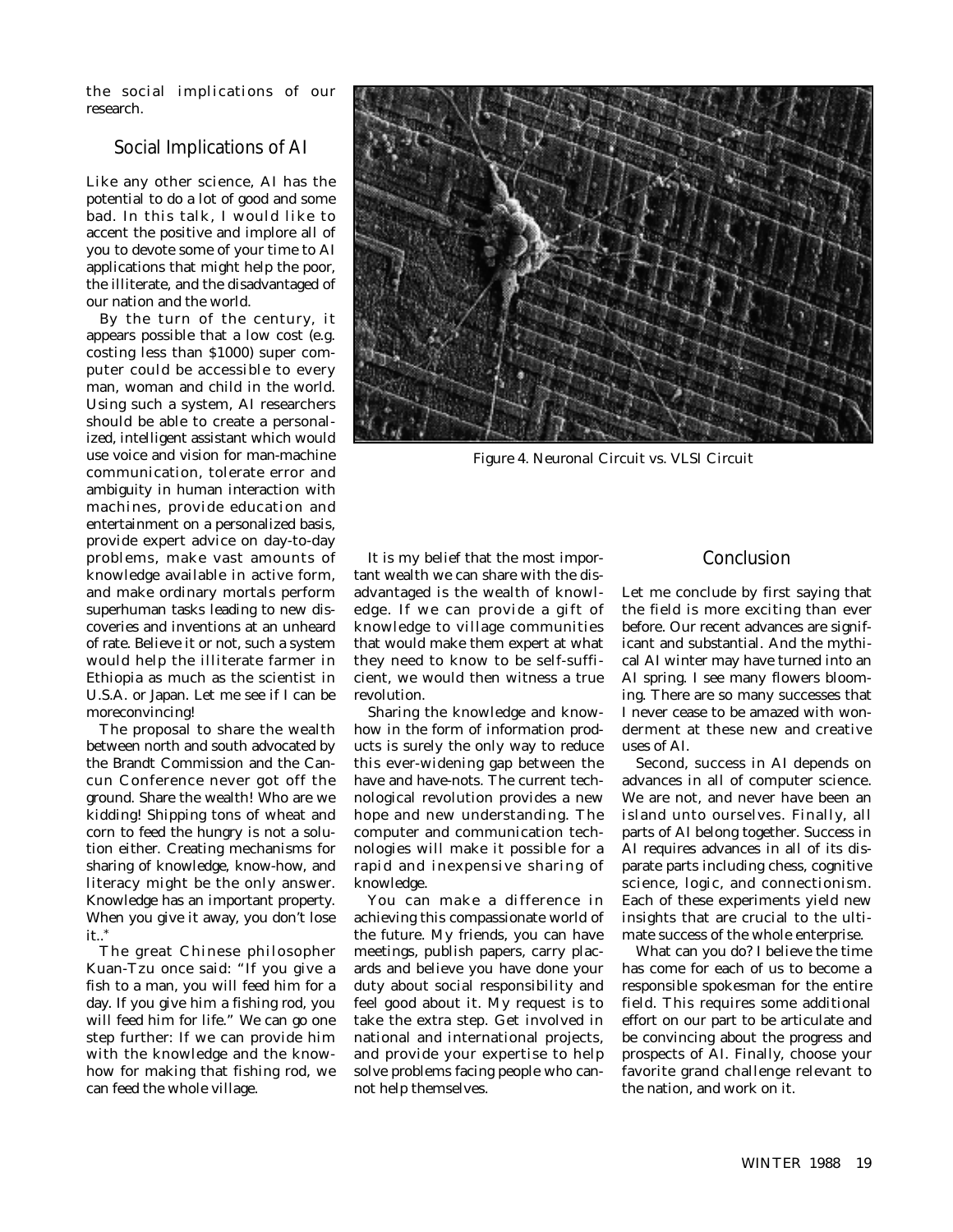the social implications of our research.

## Social Implications of AI

Like any other science, AI has the potential to do a lot of good and some bad. In this talk, I would like to accent the positive and implore all of you to devote some of your time to AI applications that might help the poor, the illiterate, and the disadvantaged of our nation and the world.

By the turn of the century, it appears possible that a low cost (e.g. costing less than $1000) super computer could be accessible to every man, woman and child in the world. Using such a system, AI researchers should be able to create a personalized, intelligent assistant which would use voice and vision for man-machine communication, tolerate error and ambiguity in human interaction with machines, provide education and entertainment on a personalized basis, provide expert advice on day-to-day problems, make vast amounts of knowledge available in active form, and make ordinary mortals perform superhuman tasks leading to new discoveries and inventions at an unheard of rate. Believe it or not, such a system would help the illiterate farmer in Ethiopia as much as the scientist in U.S.A. or Japan. Let me see if I can be moreconvincing!

The proposal to share the wealth between north and south advocated by the Brandt Commission and the Cancun Conference never got off the ground. Share the wealth! Who are we kidding! Shipping tons of wheat and corn to feed the hungry is not a solution either. Creating mechanisms for sharing of knowledge, know-how, and literacy might be the only answer. Knowledge has an important property. When you give it away, you don't lose it..*

The great Chinese philosopher Kuan-Tzu once said: "If you give a fish to a man, you will feed him for a day. If you give him a fishing rod, you will feed him for life." We can go one step further: If we can provide him with the knowledge and the know-how for making that fishing rod, we can feed the whole village.

Figure 4. Neuronal Circuit vs. VLSI Circuit

It is my belief that the most important wealth we can share with the disadvantaged is the wealth of knowledge. If we can provide a gift of knowledge to village communities that would make them expert at what they need to know to be self-sufficient, we would then witness a true revolution.

Sharing the knowledge and know-how in the form of information products is surely the only way to reduce this ever-widening gap between the have and have-nots. The current technological revolution provides a new hope and new understanding. The computer and communication technologies will make it possible for a rapid and inexpensive sharing of knowledge.

You can make a difference in achieving this compassionate world of the future. My friends, you can have meetings, publish papers, carry placards and believe you have done your duty about social responsibility and feel good about it. My request is to take the extra step. Get involved in national and international projects, and provide your expertise to help solve problems facing people who cannot help themselves.

## Conclusion

Let me conclude by first saying that the field is more exciting than ever before. Our recent advances are significant and substantial. And the mythical AI winter may have turned into an AI spring. I see many flowers blooming. There are so many successes that I never cease to be amazed with wonderment at these new and creative uses of AI.

Second, success in AI depends on advances in all of computer science. We are not, and never have been an island unto ourselves. Finally, all parts of AI belong together. Success in AI requires advances in all of its disparate parts including chess, cognitive science, logic, and connectionism. Each of these experiments yield new insights that are crucial to the ultimate success of the whole enterprise.

What can you do? I believe the time has come for each of us to become a responsible spokesman for the entire field. This requires some additional effort on our part to be articulate and be convincing about the progress and prospects of AI. Finally, choose your favorite grand challenge relevant to the nation, and work on it.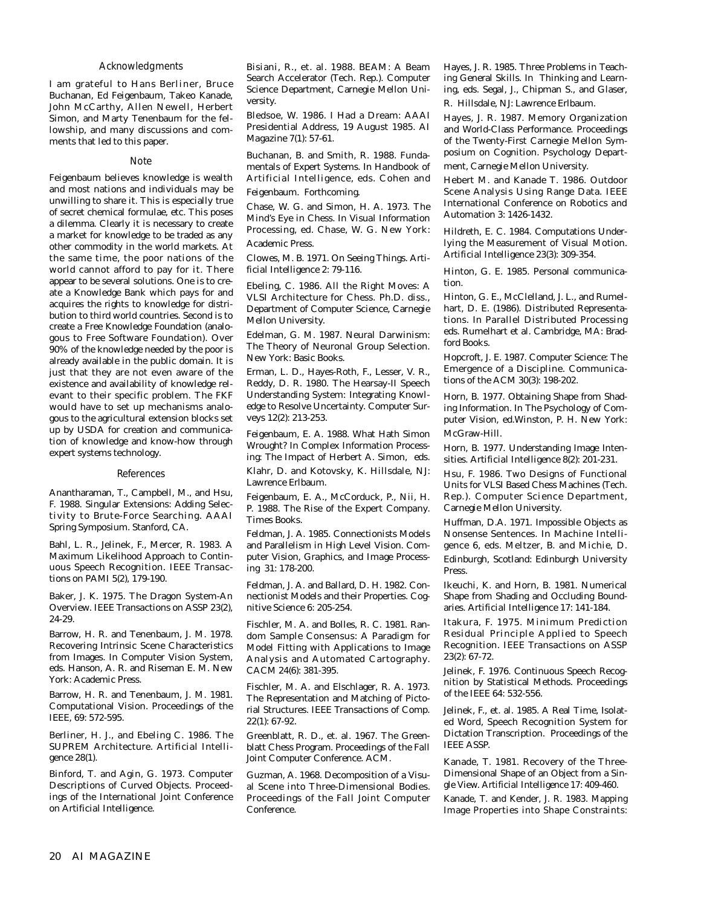### Acknowledgments

I am grateful to Hans Berliner, Bruce Buchanan, Ed Feigenbaum, Takeo Kanade, John McCarthy, Allen Newell, Herbert Simon, and Marty Tenenbaum for the fellowship, and many discussions and comments that led to this paper.

### Note

Feigenbaum believes knowledge is wealth and most nations and individuals may be unwilling to share it. This is especially true of secret chemical formulae, etc. This poses a dilemma. Clearly it is necessary to create a market for knowledge to be traded as any other commodity in the world markets. At the same time, the poor nations of the world cannot afford to pay for it. There appear to be several solutions. One is to create a Knowledge Bank which pays for and acquires the rights to knowledge for distribution to third world countries. Second is to create a Free Knowledge Foundation (analogous to Free Software Foundation). Over 90% of the knowledge needed by the poor is already available in the public domain. It is just that they are not even aware of the existence and availability of knowledge relevant to their specific problem. The FKF would have to set up mechanisms analogous to the agricultural extension blocks set up by USDA for creation and communication of knowledge and know-how through expert systems technology.

### References

Anantharaman, T., Campbell, M., and Hsu, F. 1988. Singular Extensions: Adding Selectivity to Brute-Force Searching. AAAI Spring Symposium. Stanford, CA.

Bahl, L. R., Jelinek, F., Mercer, R. 1983. A Maximum Likelihood Approach to Continuous Speech Recognition. IEEE Transactions on PAMI 5(2), 179-190.

Baker, J. K. 1975. The Dragon System-An Overview. IEEE Transactions on ASSP 23(2), 24-29.

Barrow, H. R. and Tenenbaum, J. M. 1978. Recovering Intrinsic Scene Characteristics from Images. In Computer Vision System, eds. Hanson, A. R. and Riseman E. M. New York: Academic Press.

Barrow, H. R. and Tenenbaum, J. M. 1981. Computational Vision. Proceedings of the IEEE, 69: 572-595.

Berliner, H. J., and Ebeling C. 1986. The SUPREM Architecture. Artificial Intelligence 28(1).

Binford, T. and Agin, G. 1973. Computer Descriptions of Curved Objects. Proceedings of the International Joint Conference on Artificial Intelligence.

Bisiani, R., et. al. 1988. BEAM: A Beam Search Accelerator (Tech. Rep.). Computer Science Department, Carnegie Mellon University.

Bledsoe, W. 1986. I Had a Dream: AAAI Presidential Address, 19 August 1985. AI Magazine 7(1): 57-61.

Buchanan, B. and Smith, R. 1988. Fundamentals of Expert Systems. In Handbook of Artificial Intelligence, eds. Cohen and Feigenbaum. Forthcoming.

Chase, W. G. and Simon, H. A. 1973. The Mind's Eye in Chess. In Visual Information Processing, ed. Chase, W. G. New York: Academic Press.

Clowes, M. B. 1971. On Seeing Things. Artificial Intelligence 2: 79-116.

Ebeling, C. 1986. All the Right Moves: A VLSI Architecture for Chess. Ph.D. diss., Department of Computer Science, Carnegie Mellon University.

Edelman, G. M. 1987. Neural Darwinism: The Theory of Neuronal Group Selection. New York: Basic Books.

Erman, L. D., Hayes-Roth, F., Lesser, V. R., Reddy, D. R. 1980. The Hearsay-II Speech Understanding System: Integrating Knowledge to Resolve Uncertainty. Computer Surveys 12(2): 213-253.

Feigenbaum, E. A. 1988. What Hath Simon Wrought? In Complex Information Processing: The Impact of Herbert A. Simon, eds. Klahr, D. and Kotovsky, K. Hillsdale, NJ: Lawrence Erlbaum.

Feigenbaum, E. A., McCorduck, P., Nii, H. P. 1988. The Rise of the Expert Company. Times Books.

Feldman, J. A. 1985. Connectionists Models and Parallelism in High Level Vision. Computer Vision, Graphics, and Image Processing 31: 178-200.

Feldman, J. A. and Ballard, D. H. 1982. Connectionist Models and their Properties. Cognitive Science 6: 205-254.

Fischler, M. A. and Bolles, R. C. 1981. Random Sample Consensus: A Paradigm for Model Fitting with Applications to Image Analysis and Automated Cartography. CACM 24(6): 381-395.

Fischler, M. A. and Elschlager, R. A. 1973. The Representation and Matching of Pictorial Structures. IEEE Transactions of Comp. 22(1): 67-92.

Greenblatt, R. D., et. al. 1967. The Greenblatt Chess Program. Proceedings of the Fall Joint Computer Conference. ACM.

Guzman, A. 1968. Decomposition of a Visual Scene into Three-Dimensional Bodies. Proceedings of the Fall Joint Computer Conference.

Hayes, J. R. 1985. Three Problems in Teaching General Skills. In Thinking and Learning, eds. Segal, J., Chipman S., and Glaser, R. Hillsdale, NJ: Lawrence Erlbaum.

Hayes, J. R. 1987. Memory Organization and World-Class Performance. Proceedings of the Twenty-First Carnegie Mellon Symposium on Cognition. Psychology Department, Carnegie Mellon University.

Hebert M. and Kanade T. 1986. Outdoor Scene Analysis Using Range Data. IEEE International Conference on Robotics and Automation 3: 1426-1432.

Hildreth, E. C. 1984. Computations Underlying the Measurement of Visual Motion. Artificial Intelligence 23(3): 309-354.

Hinton, G. E. 1985. Personal communication.

Hinton, G. E., McClelland, J. L., and Rumelhart, D. E. (1986). Distributed Representations. In Parallel Distributed Processing eds. Rumelhart et al. Cambridge, MA: Bradford Books.

Hopcroft, J. E. 1987. Computer Science: The Emergence of a Discipline. Communications of the ACM 30(3): 198-202.

Horn, B. 1977. Obtaining Shape from Shading Information. In The Psychology of Computer Vision, ed.Winston, P. H. New York: McGraw-Hill.

Horn, B. 1977. Understanding Image Intensities. Artificial Intelligence 8(2): 201-231.

Hsu, F. 1986. Two Designs of Functional Units for VLSI Based Chess Machines (Tech. Rep.). Computer Science Department, Carnegie Mellon University.

Huffman, D.A. 1971. Impossible Objects as Nonsense Sentences. In Machine Intelligence 6, eds. Meltzer, B. and Michie, D. Edinburgh, Scotland: Edinburgh University Press.

Ikeuchi, K. and Horn, B. 1981. Numerical Shape from Shading and Occluding Boundaries. Artificial Intelligence 17: 141-184.

Itakura, F. 1975. Minimum Prediction Residual Principle Applied to Speech Recognition. IEEE Transactions on ASSP 23(2): 67-72.

Jelinek, F. 1976. Continuous Speech Recognition by Statistical Methods. Proceedings of the IEEE 64: 532-556.

Jelinek, F., et. al. 1985. A Real Time, Isolated Word, Speech Recognition System for Dictation Transcription. Proceedings of the IEEE ASSP.

Kanade, T. 1981. Recovery of the Three-Dimensional Shape of an Object from a Single View. Artificial Intelligence 17: 409-460.

Kanade, T. and Kender, J. R. 1983. Mapping Image Properties into Shape Constraints: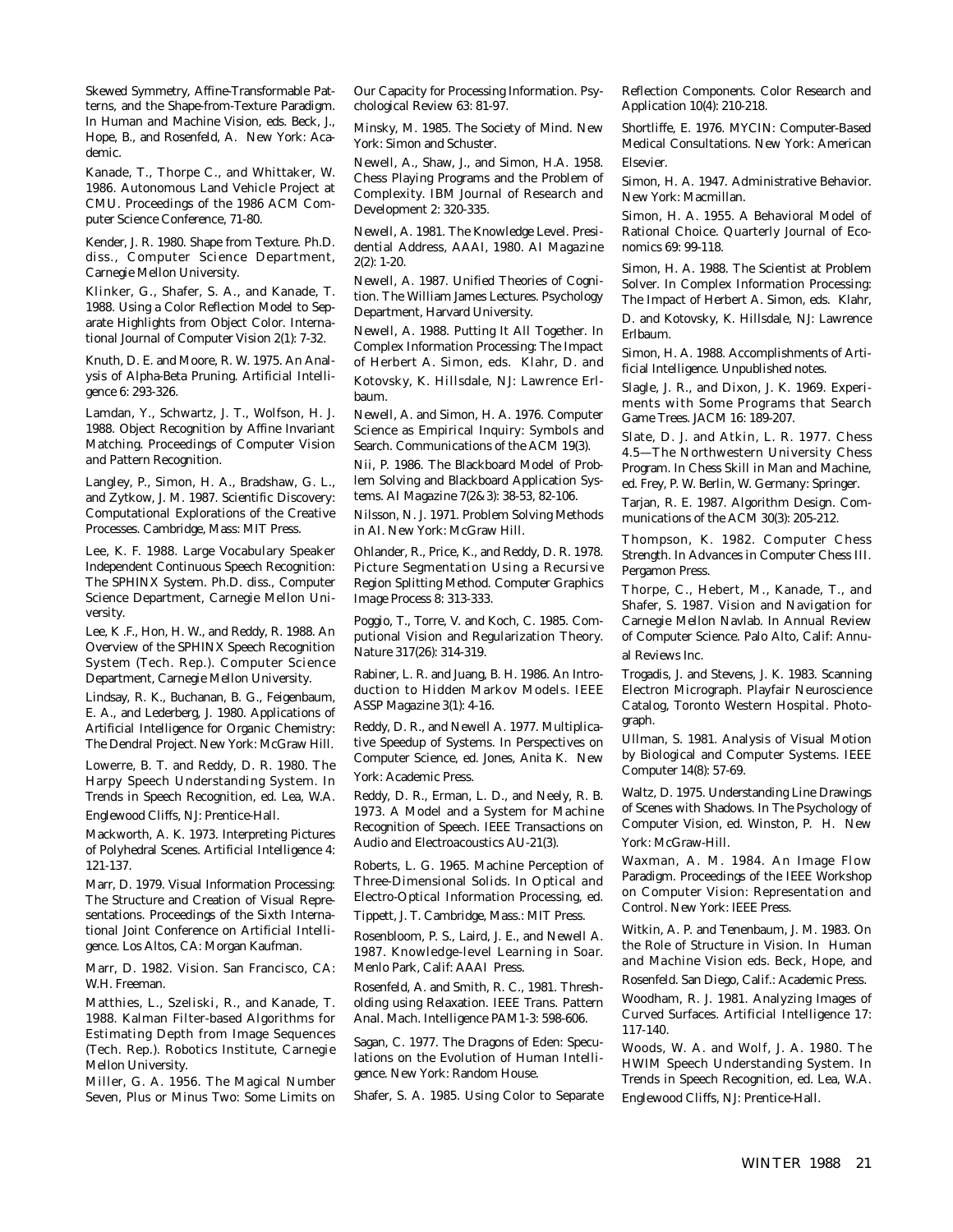Skewed Symmetry, Affine-Transformable Patterns, and the Shape-from-Texture Paradigm. In Human and Machine Vision, eds. Beck, J., Hope, B., and Rosenfeld, A. New York: Academic.

Kanade, T., Thorpe C., and Whittaker, W. 1986. Autonomous Land Vehicle Project at CMU. Proceedings of the 1986 ACM Computer Science Conference, 71-80.

Kender, J. R. 1980. Shape from Texture. Ph.D. diss., Computer Science Department, Carnegie Mellon University.

Klinker, G., Shafer, S. A., and Kanade, T. 1988. Using a Color Reflection Model to Separate Highlights from Object Color. International Journal of Computer Vision 2(1): 7-32.

Knuth, D. E. and Moore, R. W. 1975. An Analysis of Alpha-Beta Pruning. Artificial Intelligence 6: 293-326.

Lamdan, Y., Schwartz, J. T., Wolfson, H. J. 1988. Object Recognition by Affine Invariant Matching. Proceedings of Computer Vision and Pattern Recognition.

Langley, P., Simon, H. A., Bradshaw, G. L., and Zytkow, J. M. 1987. Scientific Discovery: Computational Explorations of the Creative Processes. Cambridge, Mass: MIT Press.

Lee, K. F. 1988. Large Vocabulary Speaker Independent Continuous Speech Recognition: The SPHINX System. Ph.D. diss., Computer Science Department, Carnegie Mellon University.

Lee, K .F., Hon, H. W., and Reddy, R. 1988. An Overview of the SPHINX Speech Recognition System (Tech. Rep.). Computer Science Department, Carnegie Mellon University.

Lindsay, R. K., Buchanan, B. G., Feigenbaum, E. A., and Lederberg, J. 1980. Applications of Artificial Intelligence for Organic Chemistry: The Dendral Project. New York: McGraw Hill.

Lowerre, B. T. and Reddy, D. R. 1980. The Harpy Speech Understanding System. In Trends in Speech Recognition, ed. Lea, W.A. Englewood Cliffs, NJ: Prentice-Hall.

Mackworth, A. K. 1973. Interpreting Pictures of Polyhedral Scenes. Artificial Intelligence 4: 121-137.

Marr, D. 1979. Visual Information Processing: The Structure and Creation of Visual Representations. Proceedings of the Sixth International Joint Conference on Artificial Intelligence. Los Altos, CA: Morgan Kaufman.

Marr, D. 1982. Vision. San Francisco, CA: W.H. Freeman.

Matthies, L., Szeliski, R., and Kanade, T. 1988. Kalman Filter-based Algorithms for Estimating Depth from Image Sequences (Tech. Rep.). Robotics Institute, Carnegie Mellon University.

Miller, G. A. 1956. The Magical Number Seven, Plus or Minus Two: Some Limits on Our Capacity for Processing Information. Psychological Review 63: 81-97.

Minsky, M. 1985. The Society of Mind. New York: Simon and Schuster.

Newell, A., Shaw, J., and Simon, H.A. 1958. Chess Playing Programs and the Problem of Complexity. IBM Journal of Research and Development 2: 320-335.

Newell, A. 1981. The Knowledge Level. Presidential Address, AAAI, 1980. AI Magazine 2(2): 1-20.

Newell, A. 1987. Unified Theories of Cognition. The William James Lectures. Psychology Department, Harvard University.

Newell, A. 1988. Putting It All Together. In Complex Information Processing: The Impact of Herbert A. Simon, eds. Klahr, D. and Kotovsky, K. Hillsdale, NJ: Lawrence Erlbaum.

Newell, A. and Simon, H. A. 1976. Computer Science as Empirical Inquiry: Symbols and Search. Communications of the ACM 19(3).

Nii, P. 1986. The Blackboard Model of Problem Solving and Blackboard Application Systems. AI Magazine 7(2& 3): 38-53, 82-106.

Nilsson, N. J. 1971. Problem Solving Methods in AI. New York: McGraw Hill.

Ohlander, R., Price, K., and Reddy, D. R. 1978. Picture Segmentation Using a Recursive Region Splitting Method. Computer Graphics Image Process 8: 313-333.

Poggio, T., Torre, V. and Koch, C. 1985. Computional Vision and Regularization Theory. Nature 317(26): 314-319.

Rabiner, L. R. and Juang, B. H. 1986. An Introduction to Hidden Markov Models. IEEE ASSP Magazine 3(1): 4-16.

Reddy, D. R., and Newell A. 1977. Multiplicative Speedup of Systems. In Perspectives on Computer Science, ed. Jones, Anita K. New York: Academic Press.

Reddy, D. R., Erman, L. D., and Neely, R. B. 1973. A Model and a System for Machine Recognition of Speech. IEEE Transactions on Audio and Electroacoustics AU-21(3).

Roberts, L. G. 1965. Machine Perception of Three-Dimensional Solids. In Optical and Electro-Optical Information Processing, ed. Tippett, J. T. Cambridge, Mass.: MIT Press.

Rosenbloom, P. S., Laird, J. E., and Newell A. 1987. Knowledge-level Learning in Soar. Menlo Park, Calif: AAAI Press.

Rosenfeld, A. and Smith, R. C., 1981. Thresholding using Relaxation. IEEE Trans. Pattern Anal. Mach. Intelligence PAM1-3: 598-606.

Sagan, C. 1977. The Dragons of Eden: Speculations on the Evolution of Human Intelligence. New York: Random House.

Shafer, S. A. 1985. Using Color to Separate Reflection Components. Color Research and Application 10(4): 210-218.

Shortliffe, E. 1976. MYCIN: Computer-Based Medical Consultations. New York: American Elsevier.

Simon, H. A. 1947. Administrative Behavior. New York: Macmillan.

Simon, H. A. 1955. A Behavioral Model of Rational Choice. Quarterly Journal of Economics 69: 99-118.

Simon, H. A. 1988. The Scientist at Problem Solver. In Complex Information Processing: The Impact of Herbert A. Simon, eds. Klahr, D. and Kotovsky, K. Hillsdale, NJ: Lawrence Erlbaum.

Simon, H. A. 1988. Accomplishments of Artificial Intelligence. Unpublished notes.

Slagle, J. R., and Dixon, J. K. 1969. Experiments with Some Programs that Search Game Trees. JACM 16: 189-207.

Slate, D. J. and Atkin, L. R. 1977. Chess 4.5—The Northwestern University Chess Program. In Chess Skill in Man and Machine, ed. Frey, P. W. Berlin, W. Germany: Springer.

Tarjan, R. E. 1987. Algorithm Design. Communications of the ACM 30(3): 205-212.

Thompson, K. 1982. Computer Chess Strength. In Advances in Computer Chess III. Pergamon Press.

Thorpe, C., Hebert, M., Kanade, T., and Shafer, S. 1987. Vision and Navigation for Carnegie Mellon Navlab. In Annual Review of Computer Science. Palo Alto, Calif: Annual Reviews Inc.

Trogadis, J. and Stevens, J. K. 1983. Scanning Electron Micrograph. Playfair Neuroscience Catalog, Toronto Western Hospital. Photograph.

Ullman, S. 1981. Analysis of Visual Motion by Biological and Computer Systems. IEEE Computer 14(8): 57-69.

Waltz, D. 1975. Understanding Line Drawings of Scenes with Shadows. In The Psychology of Computer Vision, ed. Winston, P. H. New York: McGraw-Hill.

Waxman, A. M. 1984. An Image Flow Paradigm. Proceedings of the IEEE Workshop on Computer Vision: Representation and Control. New York: IEEE Press.

Witkin, A. P. and Tenenbaum, J. M. 1983. On the Role of Structure in Vision. In Human and Machine Vision eds. Beck, Hope, and Rosenfeld. San Diego, Calif.: Academic Press.

Woodham, R. J. 1981. Analyzing Images of Curved Surfaces. Artificial Intelligence 17: 117-140.

Woods, W. A. and Wolf, J. A. 1980. The HWIM Speech Understanding System. In Trends in Speech Recognition, ed. Lea, W.A. Englewood Cliffs, NJ: Prentice-Hall.